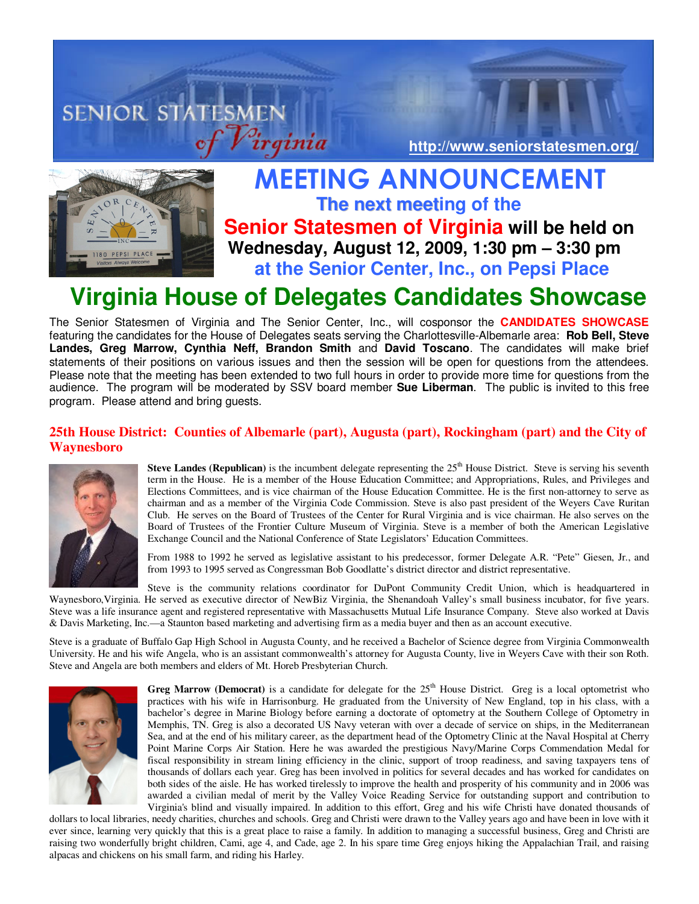# SENIOR STATESMEN of Virginia

http://www.seniorstatesmen.org/

# MEETING ANNOUNCEMENT

**The next meeting of the**

**Senior Statesmen of Virginia will be held on**

**Wednesday, August 12, 2009, 1:30 pm – 3:30 pm**

**at the Senior Center, Inc., on Pepsi Place**

# Virginia House of Delegates Candidates Showcase

The Senior Statesmen of Virginia and The Senior Center, Inc., will cosponsor the **CANDIDATES SHOWCASE** featuring the candidates for the House of Delegates seats serving the Charlottesville-Albemarle area: **Rob Bell, Steve Landes, Greg Marrow, Cynthia Neff, Brandon Smith** and **David Toscano**. The candidates will make brief statements of their positions on various issues and then the session will be open for questions from the attendees. Please note that the meeting has been extended to two full hours in order to provide more time for questions from the audience. The program will be moderated by SSV board member **Sue Liberman**. The public is invited to this free program. Please attend and bring guests.

## 25th House District: Counties of Albemarle (part), Augusta (part), Rockingham (part) and the City of Waynesboro

**Steve Landes (Republican)** is the incumbent delegate representing the 25th House District. Steve is serving his seventh term in the House. He is a member of the House Education Committee; and Appropriations, Rules, and Privileges and Elections Committees, and is vice chairman of the House Education Committee. He is the first non-attorney to serve as chairman and as a member of the Virginia Code Commission. Steve is also past president of the Weyers Cave Ruritan Club. He serves on the Board of Trustees of the Center for Rural Virginia and is vice chairman. He also serves on the Board of Trustees of the Frontier Culture Museum of Virginia. Steve is a member of both the American Legislative Exchange Council and the National Conference of State Legislators' Education Committees.

From 1988 to 1992 he served as legislative assistant to his predecessor, former Delegate A.R. "Pete" Giesen, Jr., and from 1993 to 1995 served as Congressman Bob Goodlatte's district director and district representative.

Steve is the community relations coordinator for DuPont Community Credit Union, which is headquartered in Waynesboro,Virginia. He served as executive director of NewBiz Virginia, the Shenandoah Valley's small business incubator, for five years. Steve was a life insurance agent and registered representative with Massachusetts Mutual Life Insurance Company. Steve also worked at Davis & Davis Marketing, Inc.—a Staunton based marketing and advertising firm as a media buyer and then as an account executive.

Steve is a graduate of Buffalo Gap High School in Augusta County, and he received a Bachelor of Science degree from Virginia Commonwealth University. He and his wife Angela, who is an assistant commonwealth's attorney for Augusta County, live in Weyers Cave with their son Roth. Steve and Angela are both members and elders of Mt. Horeb Presbyterian Church.

**Greg Marrow (Democrat)** is a candidate for delegate for the 25th House District. Greg is a local optometrist who practices with his wife in Harrisonburg. He graduated from the University of New England, top in his class, with a bachelor's degree in Marine Biology before earning a doctorate of optometry at the Southern College of Optometry in Memphis, TN. Greg is also a decorated US Navy veteran with over a decade of service on ships, in the Mediterranean Sea, and at the end of his military career, as the department head of the Optometry Clinic at the Naval Hospital at Cherry Point Marine Corps Air Station. Here he was awarded the prestigious Navy/Marine Corps Commendation Medal for fiscal responsibility in stream lining efficiency in the clinic, support of troop readiness, and saving taxpayers tens of thousands of dollars each year. Greg has been involved in politics for several decades and has worked for candidates on both sides of the aisle. He has worked tirelessly to improve the health and prosperity of his community and in 2006 was awarded a civilian medal of merit by the Valley Voice Reading Service for outstanding support and contribution to Virginia's blind and visually impaired. In addition to this effort, Greg and his wife Christi have donated thousands of dollars to local libraries, needy charities, churches and schools. Greg and Christi were drawn to the Valley years ago and have been in love with it ever since, learning very quickly that this is a great place to raise a family. In addition to managing a successful business, Greg and Christi are raising two wonderfully bright children, Cami, age 4, and Cade, age 2. In his spare time Greg enjoys hiking the Appalachian Trail, and raising alpacas and chickens on his small farm, and riding his Harley.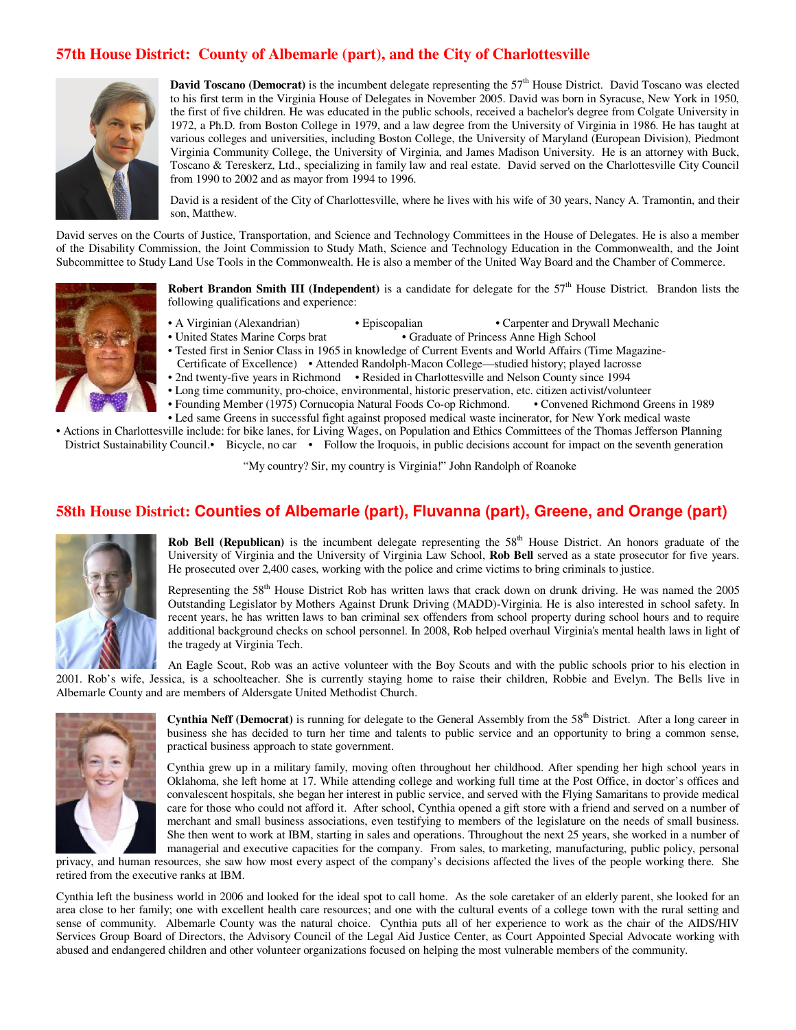## 57th House District: County of Albemarle (part), and the City of Charlottesville

**David Toscano (Democrat)** is the incumbent delegate representing the 57th House District. David Toscano was elected to his first term in the Virginia House of Delegates in November 2005. David was born in Syracuse, New York in 1950, the first of five children. He was educated in the public schools, received a bachelor's degree from Colgate University in 1972, a Ph.D. from Boston College in 1979, and a law degree from the University of Virginia in 1986. He has taught at various colleges and universities, including Boston College, the University of Maryland (European Division), Piedmont Virginia Community College, the University of Virginia, and James Madison University. He is an attorney with Buck, Toscano & Tereskerz, Ltd., specializing in family law and real estate. David served on the Charlottesville City Council from 1990 to 2002 and as mayor from 1994 to 1996.

David is a resident of the City of Charlottesville, where he lives with his wife of 30 years, Nancy A. Tramontin, and their son, Matthew.

David serves on the Courts of Justice, Transportation, and Science and Technology Committees in the House of Delegates. He is also a member of the Disability Commission, the Joint Commission to Study Math, Science and Technology Education in the Commonwealth, and the Joint Subcommittee to Study Land Use Tools in the Commonwealth. He is also a member of the United Way Board and the Chamber of Commerce.

**Robert Brandon Smith III (Independent)** is a candidate for delegate for the 57th House District. Brandon lists the following qualifications and experience:

- A Virginian (Alexandrian)
- Episcopalian
- Carpenter and Drywall Mechanic
- United States Marine Corps brat
- Graduate of Princess Anne High School
- Tested first in Senior Class in 1965 in knowledge of Current Events and World Affairs (Time Magazine- Certificate of Excellence)
- Attended Randolph-Macon College—studied history; played lacrosse
- 2nd twenty-five years in Richmond
- Resided in Charlottesville and Nelson County since 1994
- Long time community, pro-choice, environmental, historic preservation, etc. citizen activist/volunteer
- Founding Member (1975) Cornucopia Natural Foods Co-op Richmond.
- Convened Richmond Greens in 1989
- Led same Greens in successful fight against proposed medical waste incinerator, for New York medical waste
- Actions in Charlottesville include: for bike lanes, for Living Wages, on Population and Ethics Committees of the Thomas Jefferson Planning District Sustainability Council.
- Bicycle, no car
- Follow the Iroquois, in public decisions account for impact on the seventh generation

"My country? Sir, my country is Virginia!" John Randolph of Roanoke

## 58th House District: Counties of Albemarle (part), Fluvanna (part), Greene, and Orange (part)

**Rob Bell (Republican)** is the incumbent delegate representing the 58th House District. An honors graduate of the University of Virginia and the University of Virginia Law School, **Rob Bell** served as a state prosecutor for five years. He prosecuted over 2,400 cases, working with the police and crime victims to bring criminals to justice.

Representing the 58th House District Rob has written laws that crack down on drunk driving. He was named the 2005 Outstanding Legislator by Mothers Against Drunk Driving (MADD)-Virginia. He is also interested in school safety. In recent years, he has written laws to ban criminal sex offenders from school property during school hours and to require additional background checks on school personnel. In 2008, Rob helped overhaul Virginia's mental health laws in light of the tragedy at Virginia Tech.

An Eagle Scout, Rob was an active volunteer with the Boy Scouts and with the public schools prior to his election in 2001. Rob's wife, Jessica, is a schoolteacher. She is currently staying home to raise their children, Robbie and Evelyn. The Bells live in Albemarle County and are members of Aldersgate United Methodist Church.

**Cynthia Neff (Democrat)** is running for delegate to the General Assembly from the 58th District. After a long career in business she has decided to turn her time and talents to public service and an opportunity to bring a common sense, practical business approach to state government.

Cynthia grew up in a military family, moving often throughout her childhood. After spending her high school years in Oklahoma, she left home at 17. While attending college and working full time at the Post Office, in doctor's offices and convalescent hospitals, she began her interest in public service, and served with the Flying Samaritans to provide medical care for those who could not afford it. After school, Cynthia opened a gift store with a friend and served on a number of merchant and small business associations, even testifying to members of the legislature on the needs of small business. She then went to work at IBM, starting in sales and operations. Throughout the next 25 years, she worked in a number of managerial and executive capacities for the company. From sales, to marketing, manufacturing, public policy, personal privacy, and human resources, she saw how most every aspect of the company's decisions affected the lives of the people working there. She retired from the executive ranks at IBM.

Cynthia left the business world in 2006 and looked for the ideal spot to call home. As the sole caretaker of an elderly parent, she looked for an area close to her family; one with excellent health care resources; and one with the cultural events of a college town with the rural setting and sense of community. Albemarle County was the natural choice. Cynthia puts all of her experience to work as the chair of the AIDS/HIV Services Group Board of Directors, the Advisory Council of the Legal Aid Justice Center, as Court Appointed Special Advocate working with abused and endangered children and other volunteer organizations focused on helping the most vulnerable members of the community.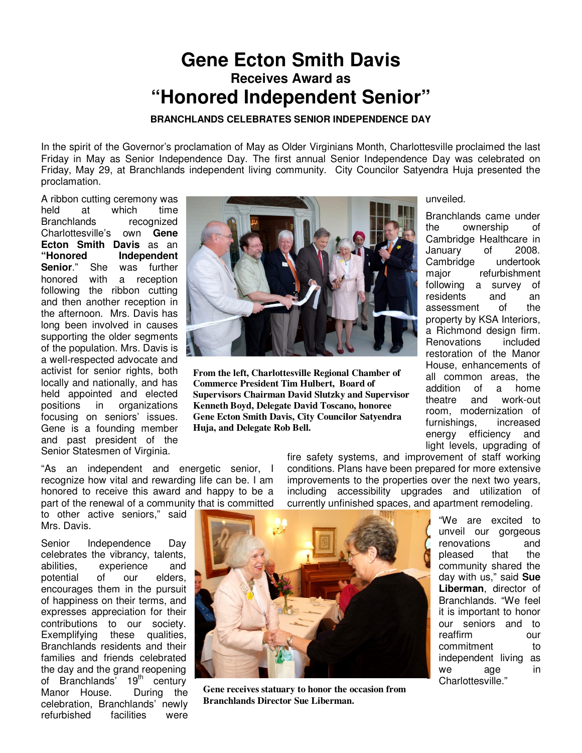# Gene Ecton Smith Davis

## Receives Award as

# "Honored Independent Senior"

**BRANCHLANDS CELEBRATES SENIOR INDEPENDENCE DAY**

In the spirit of the Governor's proclamation of May as Older Virginians Month, Charlottesville proclaimed the last Friday in May as Senior Independence Day. The first annual Senior Independence Day was celebrated on Friday, May 29, at Branchlands independent living community. City Councilor Satyendra Huja presented the proclamation.

A ribbon cutting ceremony was held at which time Branchlands recognized Charlottesville's own **Gene Ecton Smith Davis** as an **"Honored Independent Senior**." She was further honored with a reception following the ribbon cutting and then another reception in the afternoon. Mrs. Davis has long been involved in causes supporting the older segments of the population. Mrs. Davis is a well-respected advocate and activist for senior rights, both locally and nationally, and has held appointed and elected positions in organizations focusing on seniors' issues. Gene is a founding member and past president of the Senior Statesmen of Virginia.

**From the left, Charlottesville Regional Chamber of Commerce President Tim Hulbert, Board of Supervisors Chairman David Slutzky and Supervisor Kenneth Boyd, Delegate David Toscano, honoree Gene Ecton Smith Davis, City Councilor Satyendra Huja, and Delegate Rob Bell.**

"As an independent and energetic senior, I recognize how vital and rewarding life can be. I am honored to receive this award and happy to be a part of the renewal of a community that is committed to other active seniors," said Mrs. Davis.

Senior Independence Day celebrates the vibrancy, talents, abilities, experience and potential of our elders, encourages them in the pursuit of happiness on their terms, and expresses appreciation for their contributions to our society. Exemplifying these qualities, Branchlands residents and their families and friends celebrated the day and the grand reopening of Branchlands' 19th century Manor House. During the celebration, Branchlands' newly refurbished facilities were unveiled.

Branchlands came under the ownership of Cambridge Healthcare in January of 2008. Cambridge undertook major refurbishment following a survey of residents and an assessment of the property by KSA Interiors, a Richmond design firm. Renovations included restoration of the Manor House, enhancements of all common areas, the addition of a home theatre and work-out room, modernization of furnishings, increased energy efficiency and light levels, upgrading of fire safety systems, and improvement of staff working conditions. Plans have been prepared for more extensive improvements to the properties over the next two years, including accessibility upgrades and utilization of currently unfinished spaces, and apartment remodeling.

"We are excited to unveil our gorgeous renovations and pleased that the community shared the day with us," said **Sue Liberman**, director of Branchlands. "We feel it is important to honor our seniors and to reaffirm our commitment to independent living as we age in Charlottesville."

**Gene receives statuary to honor the occasion from Branchlands Director Sue Liberman.**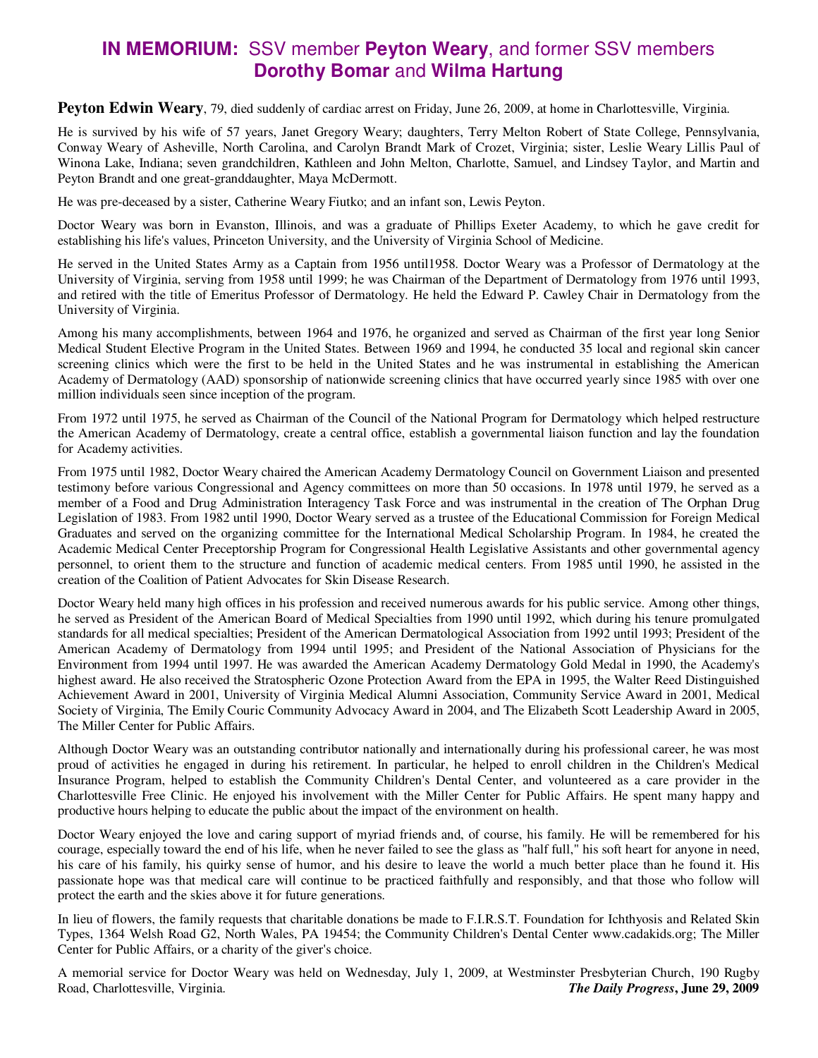# **IN MEMORIUM:** SSV member **Peyton Weary**, and former SSV members **Dorothy Bomar** and **Wilma Hartung**

**Peyton Edwin Weary**, 79, died suddenly of cardiac arrest on Friday, June 26, 2009, at home in Charlottesville, Virginia.

He is survived by his wife of 57 years, Janet Gregory Weary; daughters, Terry Melton Robert of State College, Pennsylvania, Conway Weary of Asheville, North Carolina, and Carolyn Brandt Mark of Crozet, Virginia; sister, Leslie Weary Lillis Paul of Winona Lake, Indiana; seven grandchildren, Kathleen and John Melton, Charlotte, Samuel, and Lindsey Taylor, and Martin and Peyton Brandt and one great-granddaughter, Maya McDermott.

He was pre-deceased by a sister, Catherine Weary Fiutko; and an infant son, Lewis Peyton.

Doctor Weary was born in Evanston, Illinois, and was a graduate of Phillips Exeter Academy, to which he gave credit for establishing his life's values, Princeton University, and the University of Virginia School of Medicine.

He served in the United States Army as a Captain from 1956 until1958. Doctor Weary was a Professor of Dermatology at the University of Virginia, serving from 1958 until 1999; he was Chairman of the Department of Dermatology from 1976 until 1993, and retired with the title of Emeritus Professor of Dermatology. He held the Edward P. Cawley Chair in Dermatology from the University of Virginia.

Among his many accomplishments, between 1964 and 1976, he organized and served as Chairman of the first year long Senior Medical Student Elective Program in the United States. Between 1969 and 1994, he conducted 35 local and regional skin cancer screening clinics which were the first to be held in the United States and he was instrumental in establishing the American Academy of Dermatology (AAD) sponsorship of nationwide screening clinics that have occurred yearly since 1985 with over one million individuals seen since inception of the program.

From 1972 until 1975, he served as Chairman of the Council of the National Program for Dermatology which helped restructure the American Academy of Dermatology, create a central office, establish a governmental liaison function and lay the foundation for Academy activities.

From 1975 until 1982, Doctor Weary chaired the American Academy Dermatology Council on Government Liaison and presented testimony before various Congressional and Agency committees on more than 50 occasions. In 1978 until 1979, he served as a member of a Food and Drug Administration Interagency Task Force and was instrumental in the creation of The Orphan Drug Legislation of 1983. From 1982 until 1990, Doctor Weary served as a trustee of the Educational Commission for Foreign Medical Graduates and served on the organizing committee for the International Medical Scholarship Program. In 1984, he created the Academic Medical Center Preceptorship Program for Congressional Health Legislative Assistants and other governmental agency personnel, to orient them to the structure and function of academic medical centers. From 1985 until 1990, he assisted in the creation of the Coalition of Patient Advocates for Skin Disease Research.

Doctor Weary held many high offices in his profession and received numerous awards for his public service. Among other things, he served as President of the American Board of Medical Specialties from 1990 until 1992, which during his tenure promulgated standards for all medical specialties; President of the American Dermatological Association from 1992 until 1993; President of the American Academy of Dermatology from 1994 until 1995; and President of the National Association of Physicians for the Environment from 1994 until 1997. He was awarded the American Academy Dermatology Gold Medal in 1990, the Academy's highest award. He also received the Stratospheric Ozone Protection Award from the EPA in 1995, the Walter Reed Distinguished Achievement Award in 2001, University of Virginia Medical Alumni Association, Community Service Award in 2001, Medical Society of Virginia, The Emily Couric Community Advocacy Award in 2004, and The Elizabeth Scott Leadership Award in 2005, The Miller Center for Public Affairs.

Although Doctor Weary was an outstanding contributor nationally and internationally during his professional career, he was most proud of activities he engaged in during his retirement. In particular, he helped to enroll children in the Children's Medical Insurance Program, helped to establish the Community Children's Dental Center, and volunteered as a care provider in the Charlottesville Free Clinic. He enjoyed his involvement with the Miller Center for Public Affairs. He spent many happy and productive hours helping to educate the public about the impact of the environment on health.

Doctor Weary enjoyed the love and caring support of myriad friends and, of course, his family. He will be remembered for his courage, especially toward the end of his life, when he never failed to see the glass as "half full," his soft heart for anyone in need, his care of his family, his quirky sense of humor, and his desire to leave the world a much better place than he found it. His passionate hope was that medical care will continue to be practiced faithfully and responsibly, and that those who follow will protect the earth and the skies above it for future generations.

In lieu of flowers, the family requests that charitable donations be made to F.I.R.S.T. Foundation for Ichthyosis and Related Skin Types, 1364 Welsh Road G2, North Wales, PA 19454; the Community Children's Dental Center www.cadakids.org; The Miller Center for Public Affairs, or a charity of the giver's choice.

A memorial service for Doctor Weary was held on Wednesday, July 1, 2009, at Westminster Presbyterian Church, 190 Rugby Road, Charlottesville, Virginia.

***The Daily Progress*, June 29, 2009**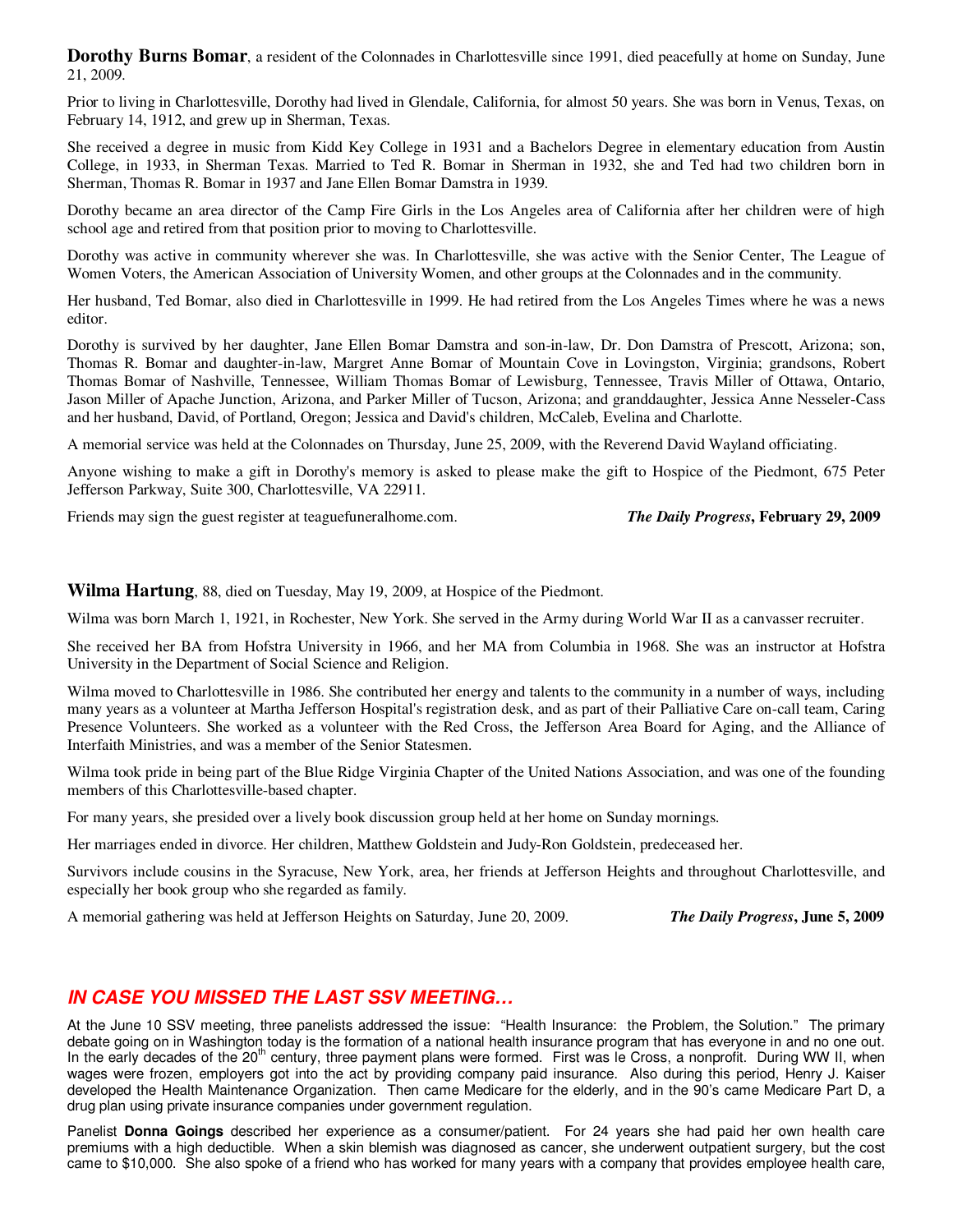**Dorothy Burns Bomar**, a resident of the Colonnades in Charlottesville since 1991, died peacefully at home on Sunday, June 21, 2009.

Prior to living in Charlottesville, Dorothy had lived in Glendale, California, for almost 50 years. She was born in Venus, Texas, on February 14, 1912, and grew up in Sherman, Texas.

She received a degree in music from Kidd Key College in 1931 and a Bachelors Degree in elementary education from Austin College, in 1933, in Sherman Texas. Married to Ted R. Bomar in Sherman in 1932, she and Ted had two children born in Sherman, Thomas R. Bomar in 1937 and Jane Ellen Bomar Damstra in 1939.

Dorothy became an area director of the Camp Fire Girls in the Los Angeles area of California after her children were of high school age and retired from that position prior to moving to Charlottesville.

Dorothy was active in community wherever she was. In Charlottesville, she was active with the Senior Center, The League of Women Voters, the American Association of University Women, and other groups at the Colonnades and in the community.

Her husband, Ted Bomar, also died in Charlottesville in 1999. He had retired from the Los Angeles Times where he was a news editor.

Dorothy is survived by her daughter, Jane Ellen Bomar Damstra and son-in-law, Dr. Don Damstra of Prescott, Arizona; son, Thomas R. Bomar and daughter-in-law, Margret Anne Bomar of Mountain Cove in Lovingston, Virginia; grandsons, Robert Thomas Bomar of Nashville, Tennessee, William Thomas Bomar of Lewisburg, Tennessee, Travis Miller of Ottawa, Ontario, Jason Miller of Apache Junction, Arizona, and Parker Miller of Tucson, Arizona; and granddaughter, Jessica Anne Nesseler-Cass and her husband, David, of Portland, Oregon; Jessica and David's children, McCaleb, Evelina and Charlotte.

A memorial service was held at the Colonnades on Thursday, June 25, 2009, with the Reverend David Wayland officiating.

Anyone wishing to make a gift in Dorothy's memory is asked to please make the gift to Hospice of the Piedmont, 675 Peter Jefferson Parkway, Suite 300, Charlottesville, VA 22911.

Friends may sign the guest register at teaguefuneralhome.com. ***The Daily Progress*, February 29, 2009**

**Wilma Hartung**, 88, died on Tuesday, May 19, 2009, at Hospice of the Piedmont.

Wilma was born March 1, 1921, in Rochester, New York. She served in the Army during World War II as a canvasser recruiter.

She received her BA from Hofstra University in 1966, and her MA from Columbia in 1968. She was an instructor at Hofstra University in the Department of Social Science and Religion.

Wilma moved to Charlottesville in 1986. She contributed her energy and talents to the community in a number of ways, including many years as a volunteer at Martha Jefferson Hospital's registration desk, and as part of their Palliative Care on-call team, Caring Presence Volunteers. She worked as a volunteer with the Red Cross, the Jefferson Area Board for Aging, and the Alliance of Interfaith Ministries, and was a member of the Senior Statesmen.

Wilma took pride in being part of the Blue Ridge Virginia Chapter of the United Nations Association, and was one of the founding members of this Charlottesville-based chapter.

For many years, she presided over a lively book discussion group held at her home on Sunday mornings.

Her marriages ended in divorce. Her children, Matthew Goldstein and Judy-Ron Goldstein, predeceased her.

Survivors include cousins in the Syracuse, New York, area, her friends at Jefferson Heights and throughout Charlottesville, and especially her book group who she regarded as family.

A memorial gathering was held at Jefferson Heights on Saturday, June 20, 2009. ***The Daily Progress*, June 5, 2009**

## *IN CASE YOU MISSED THE LAST SSV MEETING…*

At the June 10 SSV meeting, three panelists addressed the issue: "Health Insurance: the Problem, the Solution." The primary debate going on in Washington today is the formation of a national health insurance program that has everyone in and no one out. In the early decades of the 20th century, three payment plans were formed. First was le Cross, a nonprofit. During WW II, when wages were frozen, employers got into the act by providing company paid insurance. Also during this period, Henry J. Kaiser developed the Health Maintenance Organization. Then came Medicare for the elderly, and in the 90's came Medicare Part D, a drug plan using private insurance companies under government regulation.

Panelist **Donna Goings** described her experience as a consumer/patient. For 24 years she had paid her own health care premiums with a high deductible. When a skin blemish was diagnosed as cancer, she underwent outpatient surgery, but the cost came to $10,000. She also spoke of a friend who has worked for many years with a company that provides employee health care,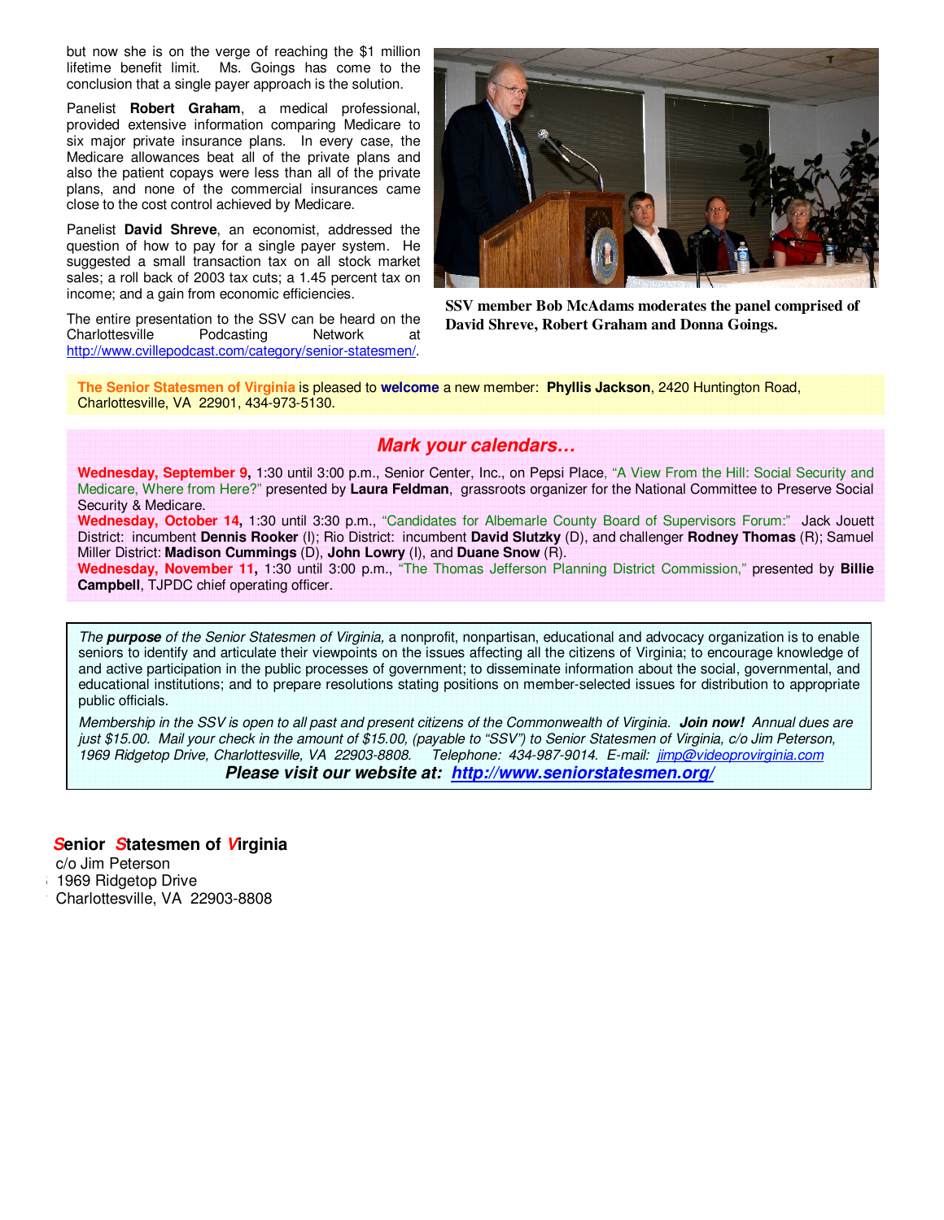but now she is on the verge of reaching the $1 million lifetime benefit limit. Ms. Goings has come to the conclusion that a single payer approach is the solution.

Panelist **Robert Graham**, a medical professional, provided extensive information comparing Medicare to six major private insurance plans. In every case, the Medicare allowances beat all of the private plans and also the patient copays were less than all of the private plans, and none of the commercial insurances came close to the cost control achieved by Medicare.

Panelist **David Shreve**, an economist, addressed the question of how to pay for a single payer system. He suggested a small transaction tax on all stock market sales; a roll back of 2003 tax cuts; a 1.45 percent tax on income; and a gain from economic efficiencies.

The entire presentation to the SSV can be heard on the Charlottesville Podcasting Network at http://www.cvillepodcast.com/category/senior-statesmen/.

**SSV member Bob McAdams moderates the panel comprised of David Shreve, Robert Graham and Donna Goings.**

**The Senior Statesmen of Virginia** is pleased to **welcome** a new member: **Phyllis Jackson**, 2420 Huntington Road, Charlottesville, VA 22901, 434-973-5130.

## *Mark your calendars…*

**Wednesday, September 9,** 1:30 until 3:00 p.m., Senior Center, Inc., on Pepsi Place, "A View From the Hill: Social Security and Medicare, Where from Here?" presented by **Laura Feldman**, grassroots organizer for the National Committee to Preserve Social Security & Medicare.

**Wednesday, October 14,** 1:30 until 3:30 p.m., "Candidates for Albemarle County Board of Supervisors Forum:" Jack Jouett District: incumbent **Dennis Rooker** (I); Rio District: incumbent **David Slutzky** (D), and challenger **Rodney Thomas** (R); Samuel Miller District: **Madison Cummings** (D), **John Lowry** (I), and **Duane Snow** (R).

**Wednesday, November 11,** 1:30 until 3:00 p.m., "The Thomas Jefferson Planning District Commission," presented by **Billie Campbell**, TJPDC chief operating officer.

*The **purpose** of the Senior Statesmen of Virginia,* a nonprofit, nonpartisan, educational and advocacy organization is to enable seniors to identify and articulate their viewpoints on the issues affecting all the citizens of Virginia; to encourage knowledge of and active participation in the public processes of government; to disseminate information about the social, governmental, and educational institutions; and to prepare resolutions stating positions on member-selected issues for distribution to appropriate public officials.

*Membership in the SSV is open to all past and present citizens of the Commonwealth of Virginia. **Join now!** Annual dues are just $15.00. Mail your check in the amount of $15.00, (payable to "SSV") to Senior Statesmen of Virginia, c/o Jim Peterson, 1969 Ridgetop Drive, Charlottesville, VA 22903-8808. Telephone: 434-987-9014. E-mail: jimp@videoprovirginia.com*

***Please visit our website at: http://www.seniorstatesmen.org/***

**Senior Statesmen of Virginia**
c/o Jim Peterson
1969 Ridgetop Drive
Charlottesville, VA 22903-8808